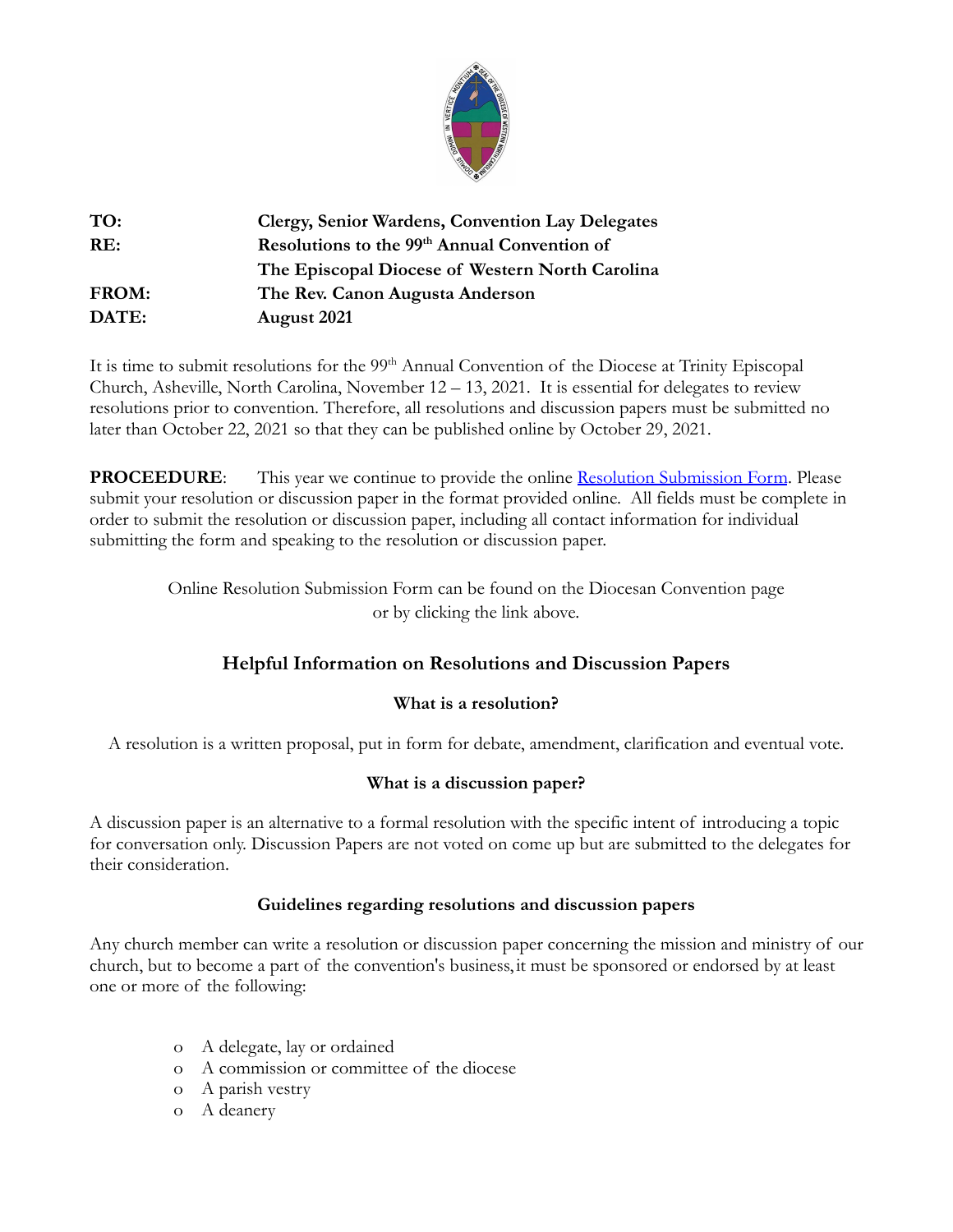| | |
|---|---|
| **TO:** | **Clergy, Senior Wardens, Convention Lay Delegates** |
| **RE:** | **Resolutions to the 99th Annual Convention of The Episcopal Diocese of Western North Carolina** |
| **FROM:** | **The Rev. Canon Augusta Anderson** |
| **DATE:** | **August 2021** |

It is time to submit resolutions for the 99th Annual Convention of the Diocese at Trinity Episcopal Church, Asheville, North Carolina, November 12 – 13, 2021. It is essential for delegates to review resolutions prior to convention. Therefore, all resolutions and discussion papers must be submitted no later than October 22, 2021 so that they can be published online by October 29, 2021.

**PROCEEDURE**: This year we continue to provide the online Resolution Submission Form. Please submit your resolution or discussion paper in the format provided online. All fields must be complete in order to submit the resolution or discussion paper, including all contact information for individual submitting the form and speaking to the resolution or discussion paper.

Online Resolution Submission Form can be found on the Diocesan Convention page or by clicking the link above.

## Helpful Information on Resolutions and Discussion Papers

### What is a resolution?

A resolution is a written proposal, put in form for debate, amendment, clarification and eventual vote.

### What is a discussion paper?

A discussion paper is an alternative to a formal resolution with the specific intent of introducing a topic for conversation only. Discussion Papers are not voted on come up but are submitted to the delegates for their consideration.

### Guidelines regarding resolutions and discussion papers

Any church member can write a resolution or discussion paper concerning the mission and ministry of our church, but to become a part of the convention's business, it must be sponsored or endorsed by at least one or more of the following:

- A delegate, lay or ordained
- A commission or committee of the diocese
- A parish vestry
- A deanery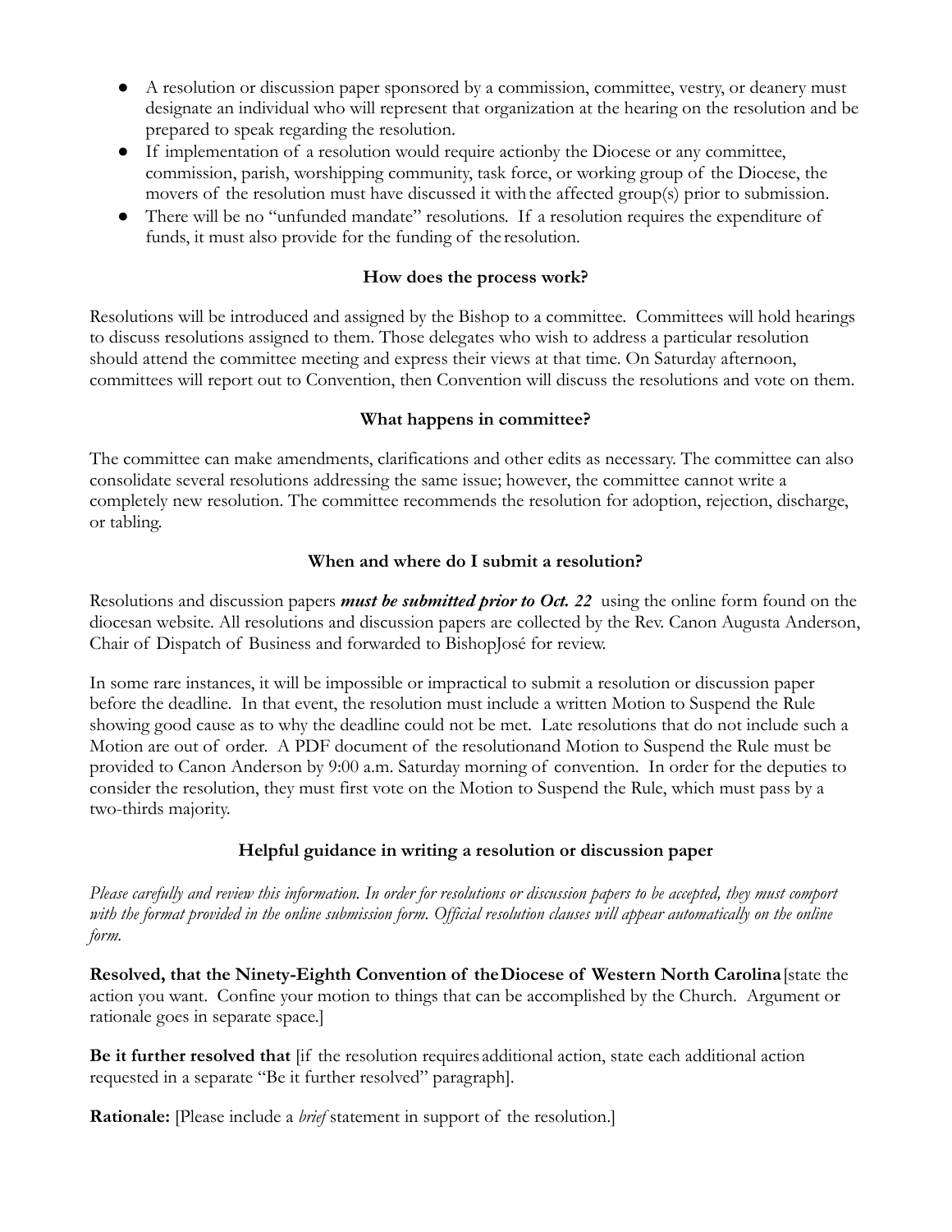- A resolution or discussion paper sponsored by a commission, committee, vestry, or deanery must designate an individual who will represent that organization at the hearing on the resolution and be prepared to speak regarding the resolution.
- If implementation of a resolution would require actionby the Diocese or any committee, commission, parish, worshipping community, task force, or working group of the Diocese, the movers of the resolution must have discussed it with the affected group(s) prior to submission.
- There will be no "unfunded mandate" resolutions. If a resolution requires the expenditure of funds, it must also provide for the funding of the resolution.

### How does the process work?

Resolutions will be introduced and assigned by the Bishop to a committee. Committees will hold hearings to discuss resolutions assigned to them. Those delegates who wish to address a particular resolution should attend the committee meeting and express their views at that time. On Saturday afternoon, committees will report out to Convention, then Convention will discuss the resolutions and vote on them.

### What happens in committee?

The committee can make amendments, clarifications and other edits as necessary. The committee can also consolidate several resolutions addressing the same issue; however, the committee cannot write a completely new resolution. The committee recommends the resolution for adoption, rejection, discharge, or tabling.

### When and where do I submit a resolution?

Resolutions and discussion papers ***must be submitted prior to Oct. 22*** using the online form found on the diocesan website. All resolutions and discussion papers are collected by the Rev. Canon Augusta Anderson, Chair of Dispatch of Business and forwarded to BishopJosé for review.

In some rare instances, it will be impossible or impractical to submit a resolution or discussion paper before the deadline. In that event, the resolution must include a written Motion to Suspend the Rule showing good cause as to why the deadline could not be met. Late resolutions that do not include such a Motion are out of order. A PDF document of the resolutionand Motion to Suspend the Rule must be provided to Canon Anderson by 9:00 a.m. Saturday morning of convention. In order for the deputies to consider the resolution, they must first vote on the Motion to Suspend the Rule, which must pass by a two-thirds majority.

### Helpful guidance in writing a resolution or discussion paper

*Please carefully and review this information. In order for resolutions or discussion papers to be accepted, they must comport with the format provided in the online submission form. Official resolution clauses will appear automatically on the online form.*

**Resolved, that the Ninety-Eighth Convention of the Diocese of Western North Carolina** [state the action you want. Confine your motion to things that can be accomplished by the Church. Argument or rationale goes in separate space.]

**Be it further resolved that** [if the resolution requires additional action, state each additional action requested in a separate "Be it further resolved" paragraph].

**Rationale:** [Please include a *brief* statement in support of the resolution.]